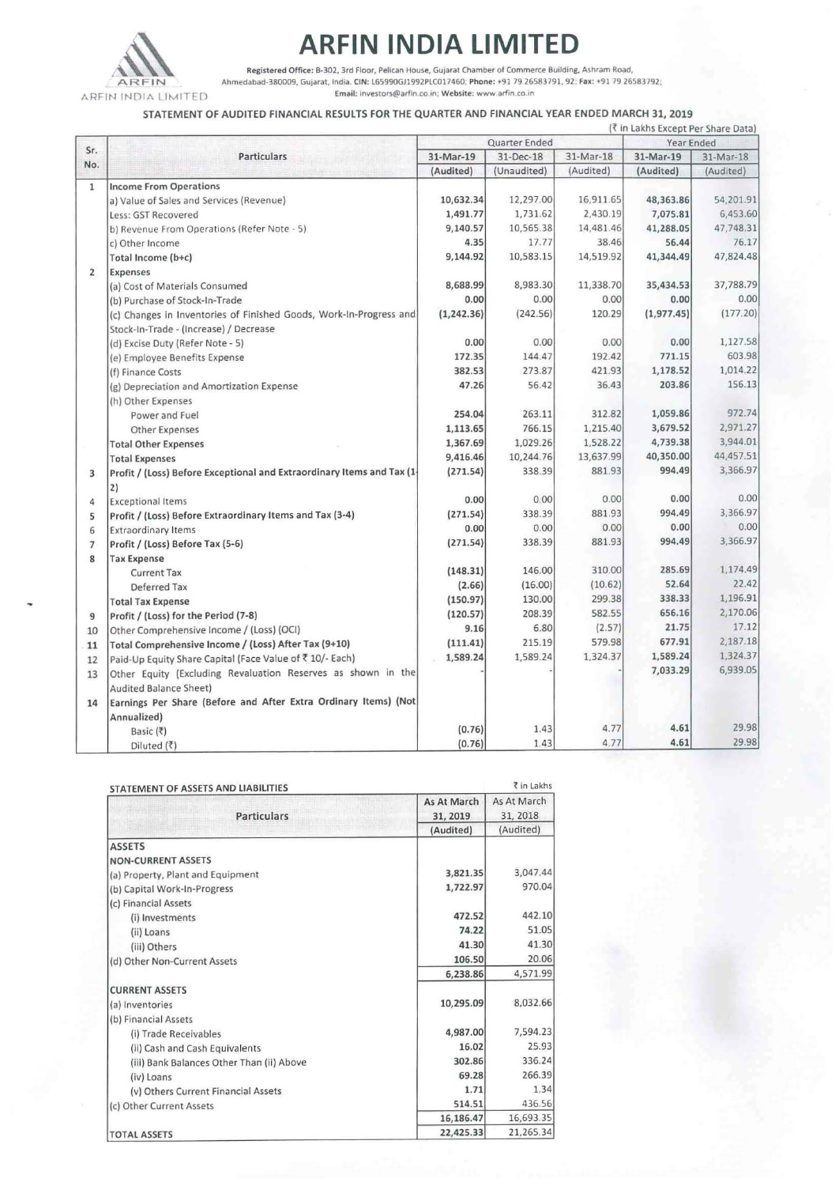# ARFIN INDIA LIMITED

Registered Office: B-302, 3rd Floor, Pelican House, Gujarat Chamber of Commerce Building, Ashram Road, Ahmedabad-380009, Gujarat, India. CIN: L65990GJ1992PLC017460; Phone: +91 79 26583791, 92; Fax: +91 79 26583792; Email: investors@arfin.co.in; Website: www.arfin.co.in

## STATEMENT OF AUDITED FINANCIAL RESULTS FOR THE QUARTER AND FINANCIAL YEAR ENDED MARCH 31, 2019

(₹ in Lakhs Except Per Share Data)

| Sr. No. | Particulars | Quarter Ended | | | Year Ended | |
|---|---|---|---|---|---|---|
| | | 31-Mar-19 | 31-Dec-18 | 31-Mar-18 | 31-Mar-19 | 31-Mar-18 |
| | | (Audited) | (Unaudited) | (Audited) | (Audited) | (Audited) |
| 1 | **Income From Operations** | | | | | |
| | a) Value of Sales and Services (Revenue) | 10,632.34 | 12,297.00 | 16,911.65 | 48,363.86 | 54,201.91 |
| | Less: GST Recovered | 1,491.77 | 1,731.62 | 2,430.19 | 7,075.81 | 6,453.60 |
| | b) Revenue From Operations (Refer Note - 5) | 9,140.57 | 10,565.38 | 14,481.46 | 41,288.05 | 47,748.31 |
| | c) Other Income | 4.35 | 17.77 | 38.46 | 56.44 | 76.17 |
| | **Total Income (b+c)** | 9,144.92 | 10,583.15 | 14,519.92 | 41,344.49 | 47,824.48 |
| 2 | **Expenses** | | | | | |
| | (a) Cost of Materials Consumed | 8,688.99 | 8,983.30 | 11,338.70 | 35,434.53 | 37,788.79 |
| | (b) Purchase of Stock-In-Trade | 0.00 | 0.00 | 0.00 | 0.00 | 0.00 |
| | (c) Changes in Inventories of Finished Goods, Work-In-Progress and Stock-In-Trade - (Increase) / Decrease | (1,242.36) | (242.56) | 120.29 | (1,977.45) | (177.20) |
| | (d) Excise Duty (Refer Note - 5) | 0.00 | 0.00 | 0.00 | 0.00 | 1,127.58 |
| | (e) Employee Benefits Expense | 172.35 | 144.47 | 192.42 | 771.15 | 603.98 |
| | (f) Finance Costs | 382.53 | 273.87 | 421.93 | 1,178.52 | 1,014.22 |
| | (g) Depreciation and Amortization Expense | 47.26 | 56.42 | 36.43 | 203.86 | 156.13 |
| | (h) Other Expenses | | | | | |
| | Power and Fuel | 254.04 | 263.11 | 312.82 | 1,059.86 | 972.74 |
| | Other Expenses | 1,113.65 | 766.15 | 1,215.40 | 3,679.52 | 2,971.27 |
| | **Total Other Expenses** | 1,367.69 | 1,029.26 | 1,528.22 | 4,739.38 | 3,944.01 |
| | **Total Expenses** | 9,416.46 | 10,244.76 | 13,637.99 | 40,350.00 | 44,457.51 |
| 3 | **Profit / (Loss) Before Exceptional and Extraordinary Items and Tax (1-2)** | (271.54) | 338.39 | 881.93 | 994.49 | 3,366.97 |
| 4 | Exceptional Items | 0.00 | 0.00 | 0.00 | 0.00 | 0.00 |
| 5 | **Profit / (Loss) Before Extraordinary Items and Tax (3-4)** | (271.54) | 338.39 | 881.93 | 994.49 | 3,366.97 |
| 6 | Extraordinary Items | 0.00 | 0.00 | 0.00 | 0.00 | 0.00 |
| 7 | **Profit / (Loss) Before Tax (5-6)** | (271.54) | 338.39 | 881.93 | 994.49 | 3,366.97 |
| 8 | **Tax Expense** | | | | | |
| | Current Tax | (148.31) | 146.00 | 310.00 | 285.69 | 1,174.49 |
| | Deferred Tax | (2.66) | (16.00) | (10.62) | 52.64 | 22.42 |
| | **Total Tax Expense** | (150.97) | 130.00 | 299.38 | 338.33 | 1,196.91 |
| 9 | **Profit / (Loss) for the Period (7-8)** | (120.57) | 208.39 | 582.55 | 656.16 | 2,170.06 |
| 10 | Other Comprehensive Income / (Loss) (OCI) | 9.16 | 6.80 | (2.57) | 21.75 | 17.12 |
| 11 | **Total Comprehensive Income / (Loss) After Tax (9+10)** | (111.41) | 215.19 | 579.98 | 677.91 | 2,187.18 |
| 12 | Paid-Up Equity Share Capital (Face Value of ₹ 10/- Each) | 1,589.24 | 1,589.24 | 1,324.37 | 1,589.24 | 1,324.37 |
| 13 | Other Equity (Excluding Revaluation Reserves as shown in the Audited Balance Sheet) | - | - | - | 7,033.29 | 6,939.05 |
| 14 | **Earnings Per Share (Before and After Extra Ordinary Items) (Not Annualized)** | | | | | |
| | Basic (₹) | (0.76) | 1.43 | 4.77 | 4.61 | 29.98 |
| | Diluted (₹) | (0.76) | 1.43 | 4.77 | 4.61 | 29.98 |

### STATEMENT OF ASSETS AND LIABILITIES

₹ in Lakhs

| Particulars | As At March 31, 2019 | As At March 31, 2018 |
|---|---|---|
| | (Audited) | (Audited) |
| **ASSETS** | | |
| **NON-CURRENT ASSETS** | | |
| (a) Property, Plant and Equipment | 3,821.35 | 3,047.44 |
| (b) Capital Work-In-Progress | 1,722.97 | 970.04 |
| (c) Financial Assets | | |
| (i) Investments | 472.52 | 442.10 |
| (ii) Loans | 74.22 | 51.05 |
| (iii) Others | 41.30 | 41.30 |
| (d) Other Non-Current Assets | 106.50 | 20.06 |
| | 6,238.86 | 4,571.99 |
| **CURRENT ASSETS** | | |
| (a) Inventories | 10,295.09 | 8,032.66 |
| (b) Financial Assets | | |
| (i) Trade Receivables | 4,987.00 | 7,594.23 |
| (ii) Cash and Cash Equivalents | 16.02 | 25.93 |
| (iii) Bank Balances Other Than (ii) Above | 302.86 | 336.24 |
| (iv) Loans | 69.28 | 266.39 |
| (v) Others Current Financial Assets | 1.71 | 1.34 |
| (c) Other Current Assets | 514.51 | 436.56 |
| | 16,186.47 | 16,693.35 |
| **TOTAL ASSETS** | 22,425.33 | 21,265.34 |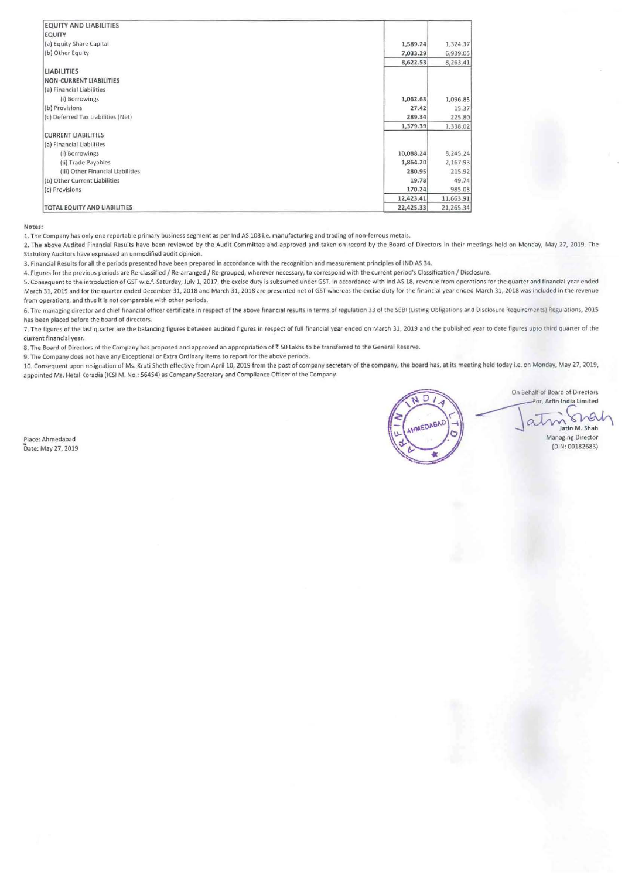| EQUITY AND LIABILITIES | | |
|---|---|---|
| EQUITY | | |
| (a) Equity Share Capital | 1,589.24 | 1,324.37 |
| (b) Other Equity | 7,033.29 | 6,939.05 |
| | 8,622.53 | 8,263.41 |
| LIABILITIES | | |
| NON-CURRENT LIABILITIES | | |
| (a) Financial Liabilities | | |
| (i) Borrowings | 1,062.63 | 1,096.85 |
| (b) Provisions | 27.42 | 15.37 |
| (c) Deferred Tax Liabilities (Net) | 289.34 | 225.80 |
| | 1,379.39 | 1,338.02 |
| CURRENT LIABILITIES | | |
| (a) Financial Liabilities | | |
| (i) Borrowings | 10,088.24 | 8,245.24 |
| (ii) Trade Payables | 1,864.20 | 2,167.93 |
| (iii) Other Financial Liabilities | 280.95 | 215.92 |
| (b) Other Current Liabilities | 19.78 | 49.74 |
| (c) Provisions | 170.24 | 985.08 |
| | 12,423.41 | 11,663.91 |
| TOTAL EQUITY AND LIABILITIES | 22,425.33 | 21,265.34 |

**Notes:**

1. The Company has only one reportable primary business segment as per Ind AS 108 i.e. manufacturing and trading of non-ferrous metals.
2. The above Audited Financial Results have been reviewed by the Audit Committee and approved and taken on record by the Board of Directors in their meetings held on Monday, May 27, 2019. The Statutory Auditors have expressed an unmodified audit opinion.
3. Financial Results for all the periods presented have been prepared in accordance with the recognition and measurement principles of IND AS 34.
4. Figures for the previous periods are Re-classified / Re-arranged / Re-grouped, wherever necessary, to correspond with the current period's Classification / Disclosure.
5. Consequent to the introduction of GST w.e.f. Saturday, July 1, 2017, the excise duty is subsumed under GST. In accordance with Ind AS 18, revenue from operations for the quarter and financial year ended March 31, 2019 and for the quarter ended December 31, 2018 and March 31, 2018 are presented net of GST whereas the excise duty for the financial year ended March 31, 2018 was included in the revenue from operations, and thus it is not comparable with other periods.
6. The managing director and chief financial officer certificate in respect of the above financial results in terms of regulation 33 of the SEBI (Listing Obligations and Disclosure Requirements) Regulations, 2015 has been placed before the board of directors.
7. The figures of the last quarter are the balancing figures between audited figures in respect of full financial year ended on March 31, 2019 and the published year to date figures upto third quarter of the current financial year.
8. The Board of Directors of the Company has proposed and approved an appropriation of ₹ 50 Lakhs to be transferred to the General Reserve.
9. The Company does not have any Exceptional or Extra Ordinary items to report for the above periods.
10. Consequent upon resignation of Ms. Kruti Sheth effective from April 10, 2019 from the post of company secretary of the company, the board has, at its meeting held today i.e. on Monday, May 27, 2019, appointed Ms. Hetal Koradia (ICSI M. No.: 56454) as Company Secretary and Compliance Officer of the Company.

Place: Ahmedabad
Date: May 27, 2019

On Behalf of Board of Directors
For, Arfin India Limited

Jatin M. Shah
Managing Director
(DIN: 00182683)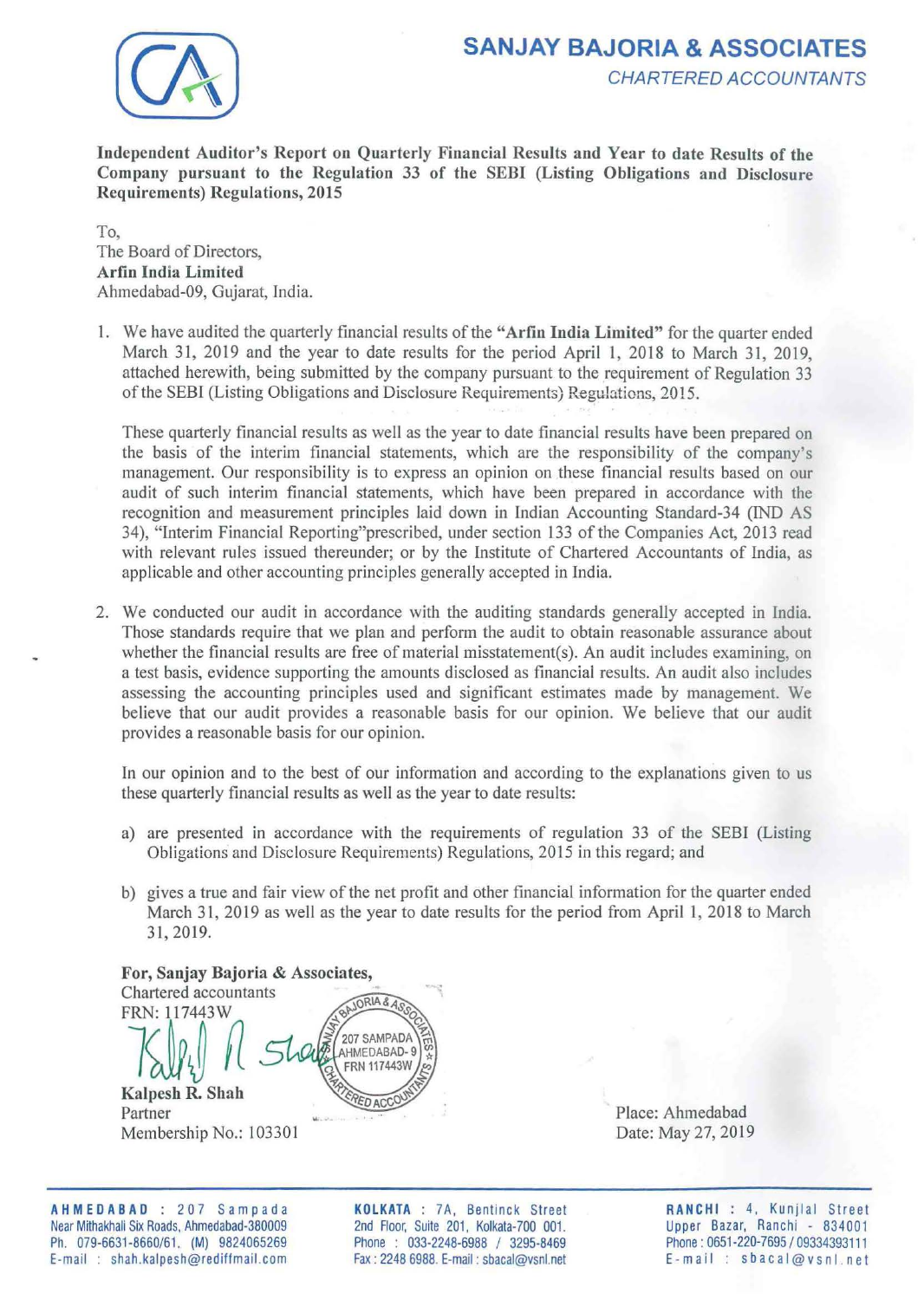**SANJAY BAJORIA & ASSOCIATES**
*CHARTERED ACCOUNTANTS*

**Independent Auditor's Report on Quarterly Financial Results and Year to date Results of the Company pursuant to the Regulation 33 of the SEBI (Listing Obligations and Disclosure Requirements) Regulations, 2015**

To,
The Board of Directors,
**Arfin India Limited**
Ahmedabad-09, Gujarat, India.

1. We have audited the quarterly financial results of the **"Arfin India Limited"** for the quarter ended March 31, 2019 and the year to date results for the period April 1, 2018 to March 31, 2019, attached herewith, being submitted by the company pursuant to the requirement of Regulation 33 of the SEBI (Listing Obligations and Disclosure Requirements) Regulations, 2015.

   These quarterly financial results as well as the year to date financial results have been prepared on the basis of the interim financial statements, which are the responsibility of the company's management. Our responsibility is to express an opinion on these financial results based on our audit of such interim financial statements, which have been prepared in accordance with the recognition and measurement principles laid down in Indian Accounting Standard-34 (IND AS 34), "Interim Financial Reporting"prescribed, under section 133 of the Companies Act, 2013 read with relevant rules issued thereunder; or by the Institute of Chartered Accountants of India, as applicable and other accounting principles generally accepted in India.

2. We conducted our audit in accordance with the auditing standards generally accepted in India. Those standards require that we plan and perform the audit to obtain reasonable assurance about whether the financial results are free of material misstatement(s). An audit includes examining, on a test basis, evidence supporting the amounts disclosed as financial results. An audit also includes assessing the accounting principles used and significant estimates made by management. We believe that our audit provides a reasonable basis for our opinion. We believe that our audit provides a reasonable basis for our opinion.

   In our opinion and to the best of our information and according to the explanations given to us these quarterly financial results as well as the year to date results:

   a) are presented in accordance with the requirements of regulation 33 of the SEBI (Listing Obligations and Disclosure Requirements) Regulations, 2015 in this regard; and

   b) gives a true and fair view of the net profit and other financial information for the quarter ended March 31, 2019 as well as the year to date results for the period from April 1, 2018 to March 31, 2019.

**For, Sanjay Bajoria & Associates,**
Chartered accountants
FRN: 117443W

**Kalpesh R. Shah**
Partner
Membership No.: 103301

Place: Ahmedabad
Date: May 27, 2019

**AHMEDABAD** : 207 Sampada Near Mithakhali Six Roads, Ahmedabad-380009 Ph. 079-6631-8660/61. (M) 9824065269 E-mail : shah.kalpesh@rediffmail.com

**KOLKATA** : 7A, Bentinck Street 2nd Floor, Suite 201, Kolkata-700 001. Phone : 033-2248-6988 / 3295-8469 Fax : 2248 6988. E-mail : sbacal@vsnl.net

**RANCHI** : 4, Kunjlal Street Upper Bazar, Ranchi - 834001 Phone : 0651-220-7695 / 09334393111 E-mail : sbacal@vsnl.net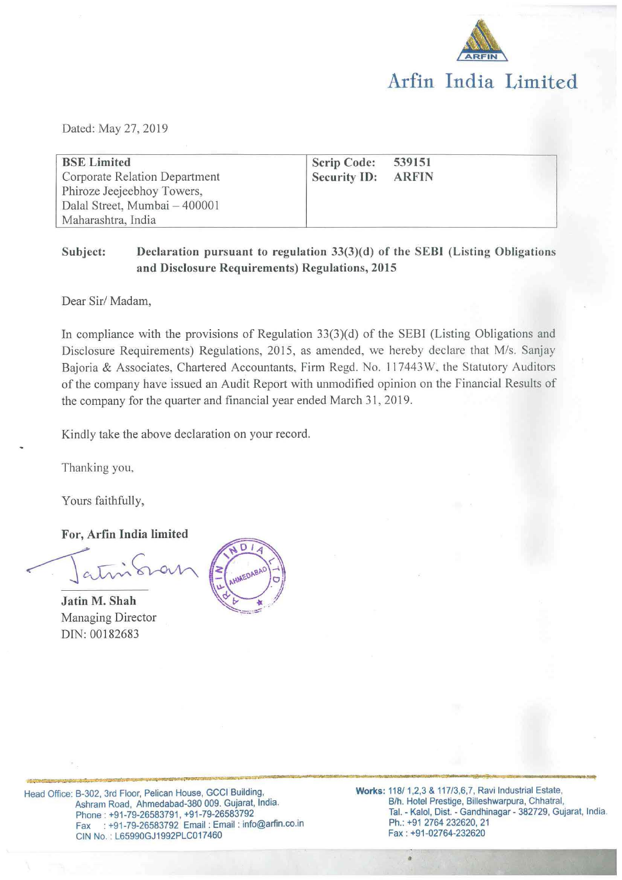# Arfin India Limited

Dated: May 27, 2019

| | |
|---|---|
| **BSE Limited**<br>Corporate Relation Department<br>Phiroze Jeejeebhoy Towers,<br>Dalal Street, Mumbai – 400001<br>Maharashtra, India | **Scrip Code:** 539151<br>**Security ID:** ARFIN |

**Subject:** **Declaration pursuant to regulation 33(3)(d) of the SEBI (Listing Obligations and Disclosure Requirements) Regulations, 2015**

Dear Sir/ Madam,

In compliance with the provisions of Regulation 33(3)(d) of the SEBI (Listing Obligations and Disclosure Requirements) Regulations, 2015, as amended, we hereby declare that M/s. Sanjay Bajoria & Associates, Chartered Accountants, Firm Regd. No. 117443W, the Statutory Auditors of the company have issued an Audit Report with unmodified opinion on the Financial Results of the company for the quarter and financial year ended March 31, 2019.

Kindly take the above declaration on your record.

Thanking you,

Yours faithfully,

**For, Arfin India limited**

**Jatin M. Shah**
Managing Director
DIN: 00182683

Head Office: B-302, 3rd Floor, Pelican House, GCCI Building, Ashram Road, Ahmedabad-380 009. Gujarat, India.
Phone : +91-79-26583791, +91-79-26583792
Fax : +91-79-26583792 Email : Email : info@arfin.co.in
CIN No. : L65990GJ1992PLC017460

Works: 118/ 1,2,3 & 117/3,6,7, Ravi Industrial Estate, B/h. Hotel Prestige, Billeshwarpura, Chhatral, Tal. - Kalol, Dist. - Gandhinagar - 382729, Gujarat, India.
Ph.: +91 2764 232620, 21
Fax : +91-02764-232620